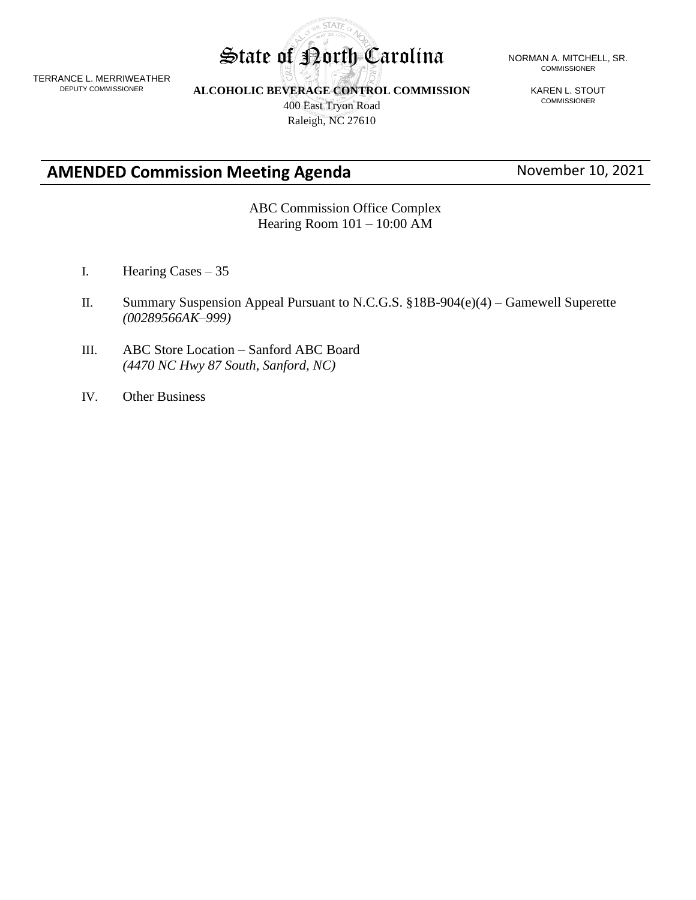State of North Carolina

TERRANCE L. MERRIWEATHER
DEPUTY COMMISSIONER

NORMAN A. MITCHELL, SR.
COMMISSIONER

KAREN L. STOUT
COMMISSIONER

**ALCOHOLIC BEVERAGE CONTROL COMMISSION**
400 East Tryon Road
Raleigh, NC 27610

## AMENDED Commission Meeting Agenda

November 10, 2021

ABC Commission Office Complex
Hearing Room 101 – 10:00 AM

I. Hearing Cases – 35

II. Summary Suspension Appeal Pursuant to N.C.G.S. §18B-904(e)(4) – Gamewell Superette *(00289566AK–999)*

III. ABC Store Location – Sanford ABC Board *(4470 NC Hwy 87 South, Sanford, NC)*

IV. Other Business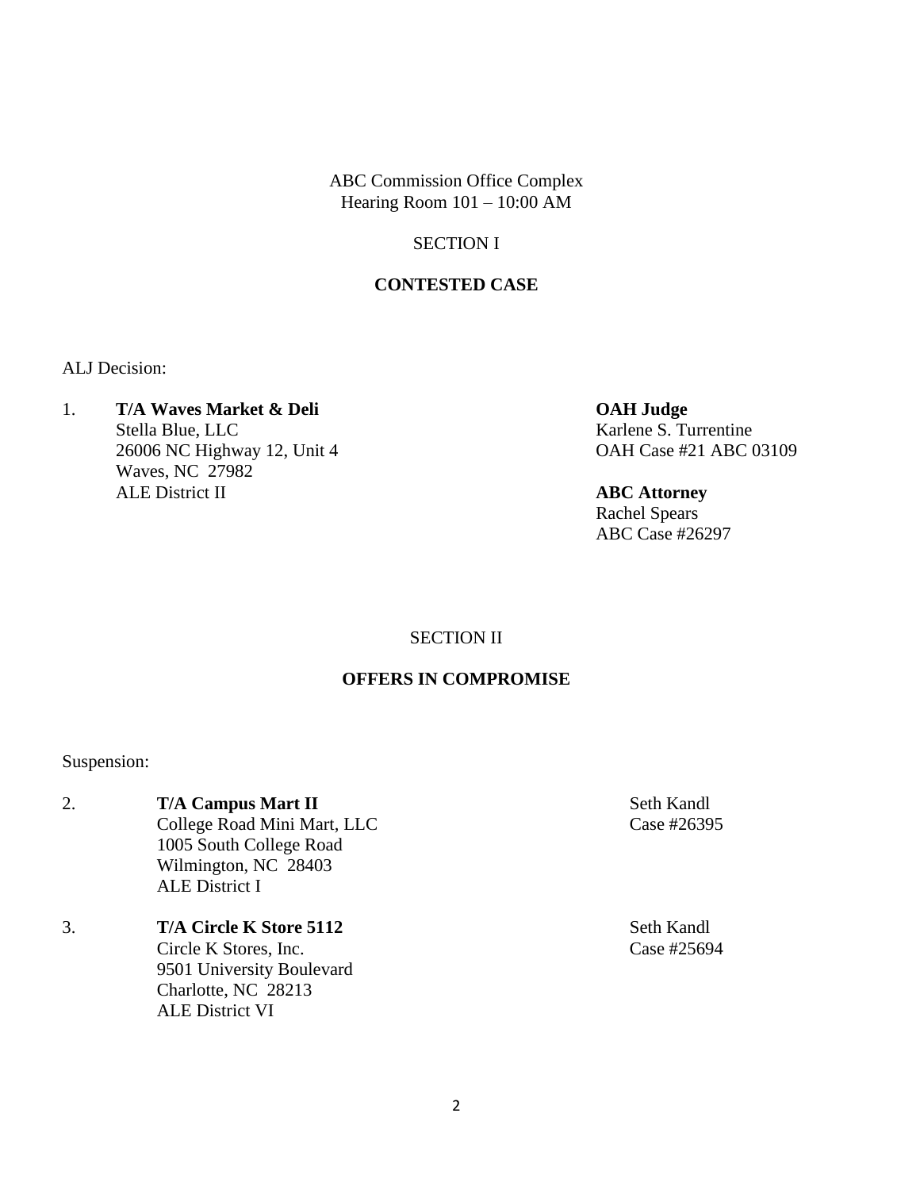ABC Commission Office Complex
Hearing Room 101 – 10:00 AM

## SECTION I

## CONTESTED CASE

ALJ Decision:

1. **T/A Waves Market & Deli**
   Stella Blue, LLC
   26006 NC Highway 12, Unit 4
   Waves, NC 27982
   ALE District II

   **OAH Judge**
   Karlene S. Turrentine
   OAH Case #21 ABC 03109

   **ABC Attorney**
   Rachel Spears
   ABC Case #26297

## SECTION II

## OFFERS IN COMPROMISE

Suspension:

2. **T/A Campus Mart II**
   College Road Mini Mart, LLC
   1005 South College Road
   Wilmington, NC 28403
   ALE District I

   Seth Kandl
   Case #26395

3. **T/A Circle K Store 5112**
   Circle K Stores, Inc.
   9501 University Boulevard
   Charlotte, NC 28213
   ALE District VI

   Seth Kandl
   Case #25694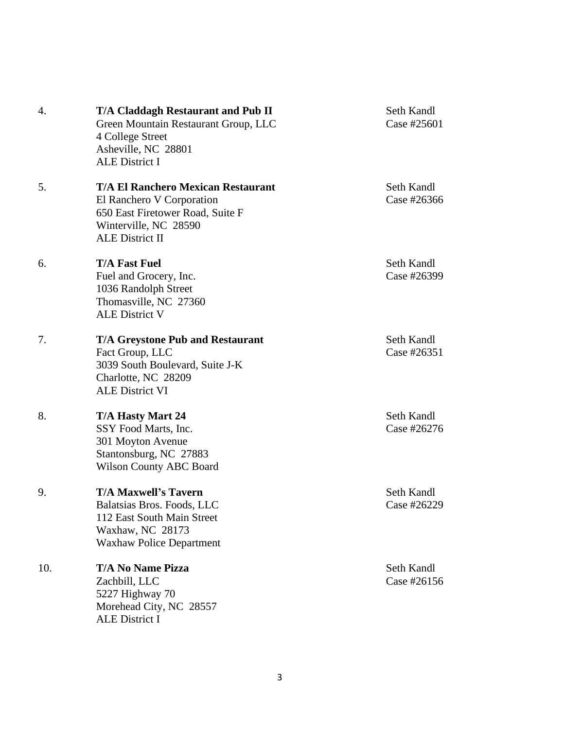4. **T/A Claddagh Restaurant and Pub II**
   Green Mountain Restaurant Group, LLC
   4 College Street
   Asheville, NC 28801
   ALE District I

   Seth Kandl
   Case #25601

5. **T/A El Ranchero Mexican Restaurant**
   El Ranchero V Corporation
   650 East Firetower Road, Suite F
   Winterville, NC 28590
   ALE District II

   Seth Kandl
   Case #26366

6. **T/A Fast Fuel**
   Fuel and Grocery, Inc.
   1036 Randolph Street
   Thomasville, NC 27360
   ALE District V

   Seth Kandl
   Case #26399

7. **T/A Greystone Pub and Restaurant**
   Fact Group, LLC
   3039 South Boulevard, Suite J-K
   Charlotte, NC 28209
   ALE District VI

   Seth Kandl
   Case #26351

8. **T/A Hasty Mart 24**
   SSY Food Marts, Inc.
   301 Moyton Avenue
   Stantonsburg, NC 27883
   Wilson County ABC Board

   Seth Kandl
   Case #26276

9. **T/A Maxwell's Tavern**
   Balatsias Bros. Foods, LLC
   112 East South Main Street
   Waxhaw, NC 28173
   Waxhaw Police Department

   Seth Kandl
   Case #26229

10. **T/A No Name Pizza**
    Zachbill, LLC
    5227 Highway 70
    Morehead City, NC 28557
    ALE District I

    Seth Kandl
    Case #26156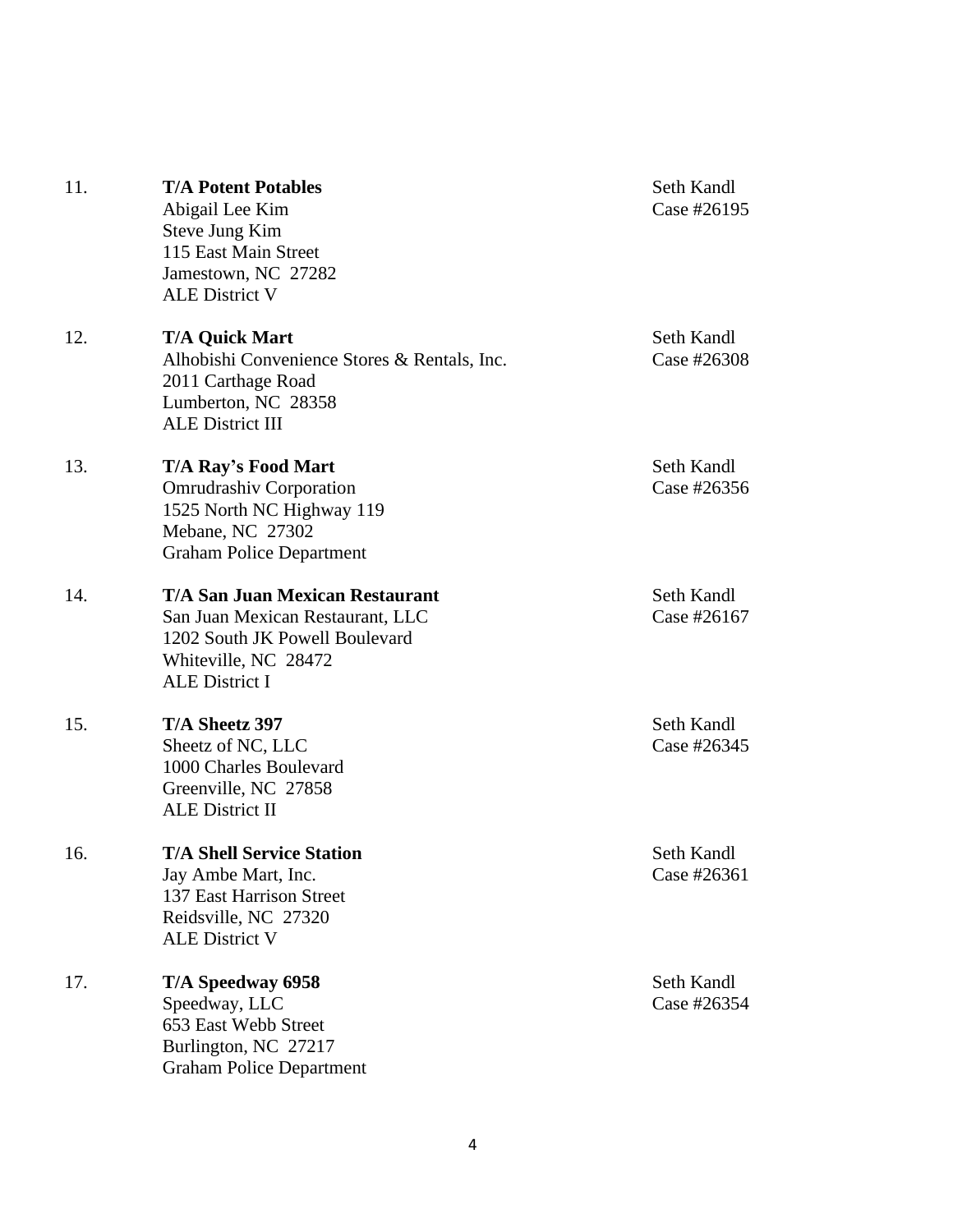11. **T/A Potent Potables**
    Abigail Lee Kim
    Steve Jung Kim
    115 East Main Street
    Jamestown, NC 27282
    ALE District V

    Seth Kandl
    Case #26195

12. **T/A Quick Mart**
    Alhobishi Convenience Stores & Rentals, Inc.
    2011 Carthage Road
    Lumberton, NC 28358
    ALE District III

    Seth Kandl
    Case #26308

13. **T/A Ray's Food Mart**
    Omrudrashiv Corporation
    1525 North NC Highway 119
    Mebane, NC 27302
    Graham Police Department

    Seth Kandl
    Case #26356

14. **T/A San Juan Mexican Restaurant**
    San Juan Mexican Restaurant, LLC
    1202 South JK Powell Boulevard
    Whiteville, NC 28472
    ALE District I

    Seth Kandl
    Case #26167

15. **T/A Sheetz 397**
    Sheetz of NC, LLC
    1000 Charles Boulevard
    Greenville, NC 27858
    ALE District II

    Seth Kandl
    Case #26345

16. **T/A Shell Service Station**
    Jay Ambe Mart, Inc.
    137 East Harrison Street
    Reidsville, NC 27320
    ALE District V

    Seth Kandl
    Case #26361

17. **T/A Speedway 6958**
    Speedway, LLC
    653 East Webb Street
    Burlington, NC 27217
    Graham Police Department

    Seth Kandl
    Case #26354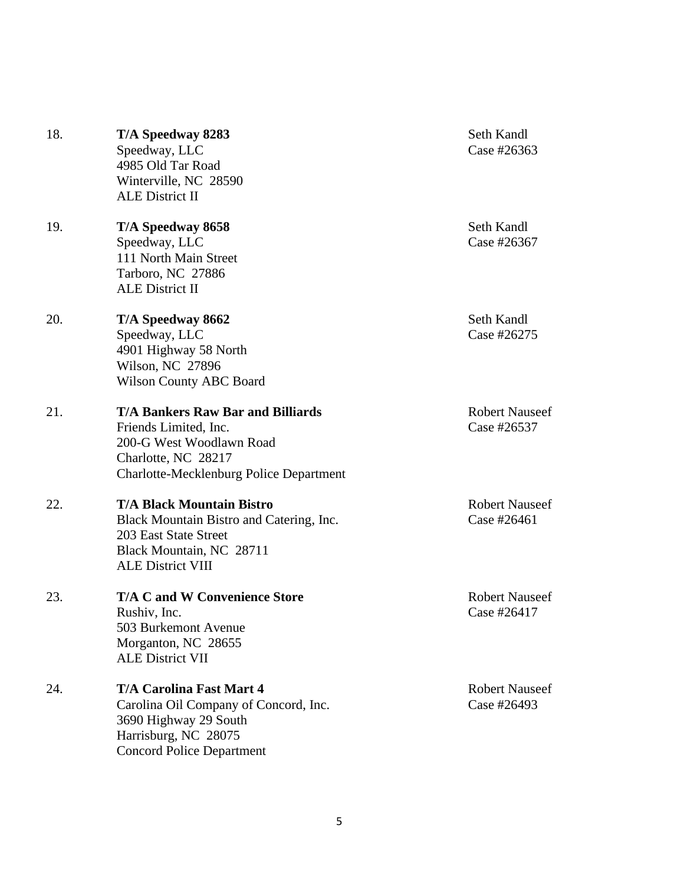18. **T/A Speedway 8283**
Speedway, LLC
4985 Old Tar Road
Winterville, NC 28590
ALE District II

Seth Kandl
Case #26363

19. **T/A Speedway 8658**
Speedway, LLC
111 North Main Street
Tarboro, NC 27886
ALE District II

Seth Kandl
Case #26367

20. **T/A Speedway 8662**
Speedway, LLC
4901 Highway 58 North
Wilson, NC 27896
Wilson County ABC Board

Seth Kandl
Case #26275

21. **T/A Bankers Raw Bar and Billiards**
Friends Limited, Inc.
200-G West Woodlawn Road
Charlotte, NC 28217
Charlotte-Mecklenburg Police Department

Robert Nauseef
Case #26537

22. **T/A Black Mountain Bistro**
Black Mountain Bistro and Catering, Inc.
203 East State Street
Black Mountain, NC 28711
ALE District VIII

Robert Nauseef
Case #26461

23. **T/A C and W Convenience Store**
Rushiv, Inc.
503 Burkemont Avenue
Morganton, NC 28655
ALE District VII

Robert Nauseef
Case #26417

24. **T/A Carolina Fast Mart 4**
Carolina Oil Company of Concord, Inc.
3690 Highway 29 South
Harrisburg, NC 28075
Concord Police Department

Robert Nauseef
Case #26493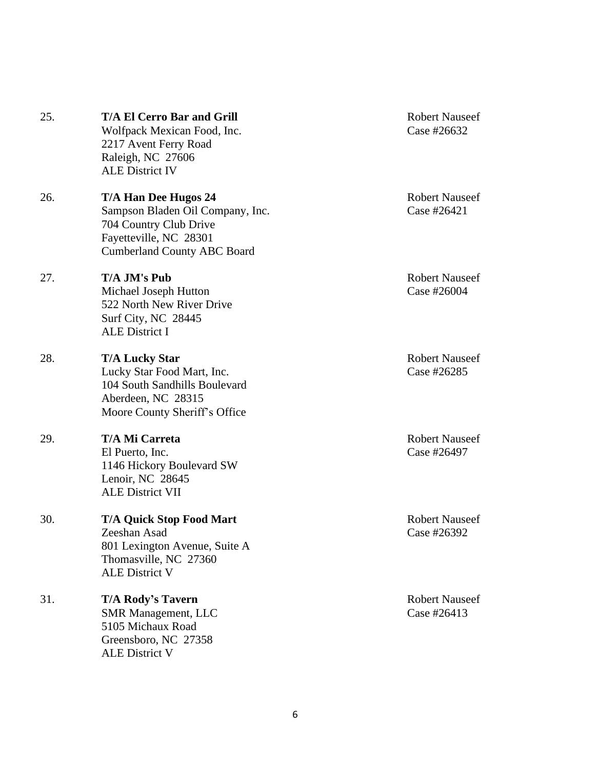25. **T/A El Cerro Bar and Grill**
    Wolfpack Mexican Food, Inc.
    2217 Avent Ferry Road
    Raleigh, NC 27606
    ALE District IV

    Robert Nauseef
    Case #26632

26. **T/A Han Dee Hugos 24**
    Sampson Bladen Oil Company, Inc.
    704 Country Club Drive
    Fayetteville, NC 28301
    Cumberland County ABC Board

    Robert Nauseef
    Case #26421

27. **T/A JM's Pub**
    Michael Joseph Hutton
    522 North New River Drive
    Surf City, NC 28445
    ALE District I

    Robert Nauseef
    Case #26004

28. **T/A Lucky Star**
    Lucky Star Food Mart, Inc.
    104 South Sandhills Boulevard
    Aberdeen, NC 28315
    Moore County Sheriff's Office

    Robert Nauseef
    Case #26285

29. **T/A Mi Carreta**
    El Puerto, Inc.
    1146 Hickory Boulevard SW
    Lenoir, NC 28645
    ALE District VII

    Robert Nauseef
    Case #26497

30. **T/A Quick Stop Food Mart**
    Zeeshan Asad
    801 Lexington Avenue, Suite A
    Thomasville, NC 27360
    ALE District V

    Robert Nauseef
    Case #26392

31. **T/A Rody's Tavern**
    SMR Management, LLC
    5105 Michaux Road
    Greensboro, NC 27358
    ALE District V

    Robert Nauseef
    Case #26413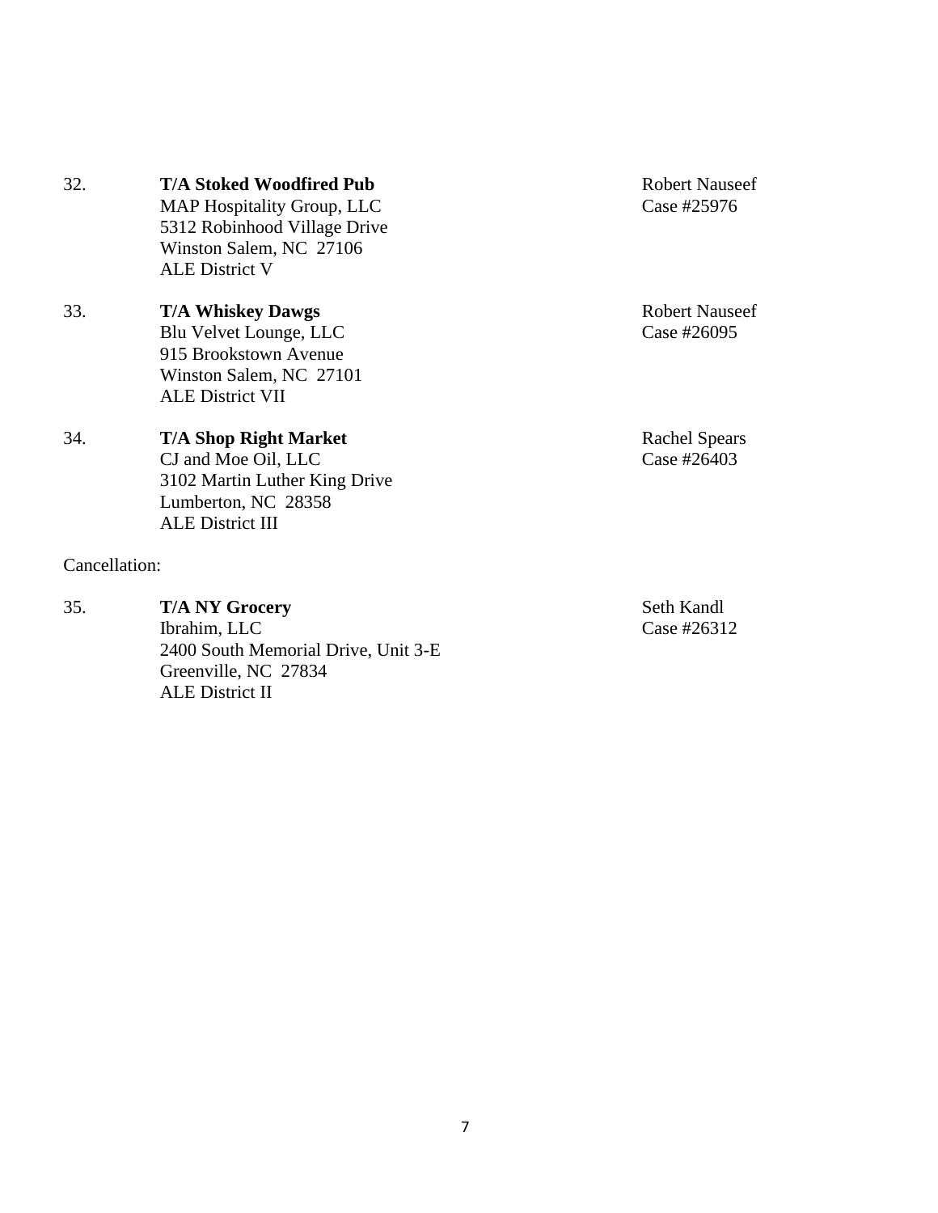32. **T/A Stoked Woodfired Pub**
MAP Hospitality Group, LLC
5312 Robinhood Village Drive
Winston Salem, NC 27106
ALE District V

Robert Nauseef
Case #25976

33. **T/A Whiskey Dawgs**
Blu Velvet Lounge, LLC
915 Brookstown Avenue
Winston Salem, NC 27101
ALE District VII

Robert Nauseef
Case #26095

34. **T/A Shop Right Market**
CJ and Moe Oil, LLC
3102 Martin Luther King Drive
Lumberton, NC 28358
ALE District III

Rachel Spears
Case #26403

Cancellation:

35. **T/A NY Grocery**
Ibrahim, LLC
2400 South Memorial Drive, Unit 3-E
Greenville, NC 27834
ALE District II

Seth Kandl
Case #26312